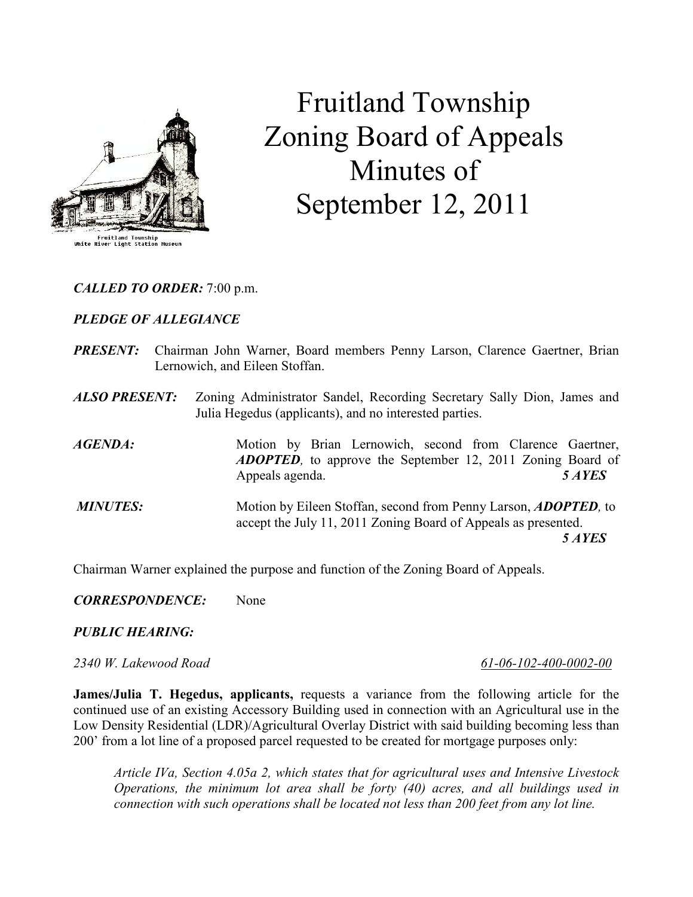# Fruitland Township Zoning Board of Appeals Minutes of September 12, 2011

Fruitland Township
White River Light Station Museum

***CALLED TO ORDER:*** 7:00 p.m.

***PLEDGE OF ALLEGIANCE***

***PRESENT:*** Chairman John Warner, Board members Penny Larson, Clarence Gaertner, Brian Lernowich, and Eileen Stoffan.

***ALSO PRESENT:*** Zoning Administrator Sandel, Recording Secretary Sally Dion, James and Julia Hegedus (applicants), and no interested parties.

***AGENDA:*** Motion by Brian Lernowich, second from Clarence Gaertner, ***ADOPTED***, to approve the September 12, 2011 Zoning Board of Appeals agenda. ***5 AYES***

***MINUTES:*** Motion by Eileen Stoffan, second from Penny Larson, ***ADOPTED***, to accept the July 11, 2011 Zoning Board of Appeals as presented. ***5 AYES***

Chairman Warner explained the purpose and function of the Zoning Board of Appeals.

***CORRESPONDENCE:*** None

***PUBLIC HEARING:***

*2340 W. Lakewood Road* *61-06-102-400-0002-00*

**James/Julia T. Hegedus, applicants,** requests a variance from the following article for the continued use of an existing Accessory Building used in connection with an Agricultural use in the Low Density Residential (LDR)/Agricultural Overlay District with said building becoming less than 200' from a lot line of a proposed parcel requested to be created for mortgage purposes only:

> *Article IVa, Section 4.05a 2, which states that for agricultural uses and Intensive Livestock Operations, the minimum lot area shall be forty (40) acres, and all buildings used in connection with such operations shall be located not less than 200 feet from any lot line.*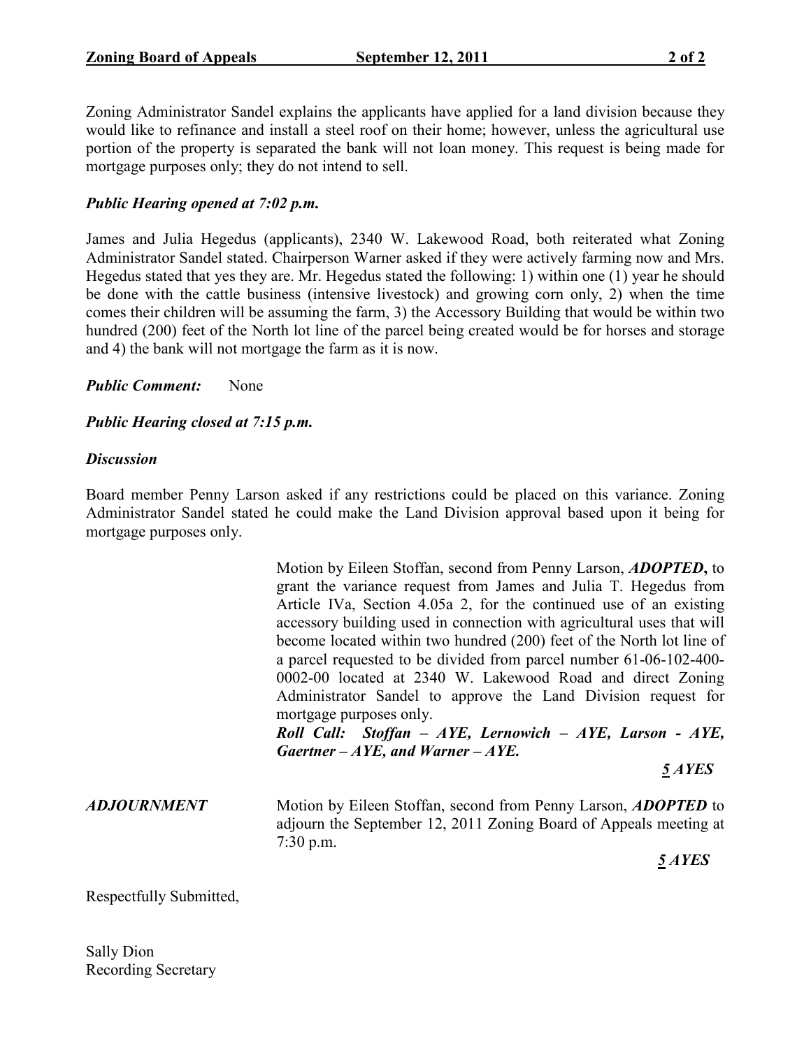Zoning Administrator Sandel explains the applicants have applied for a land division because they would like to refinance and install a steel roof on their home; however, unless the agricultural use portion of the property is separated the bank will not loan money. This request is being made for mortgage purposes only; they do not intend to sell.

***Public Hearing opened at 7:02 p.m.***

James and Julia Hegedus (applicants), 2340 W. Lakewood Road, both reiterated what Zoning Administrator Sandel stated. Chairperson Warner asked if they were actively farming now and Mrs. Hegedus stated that yes they are. Mr. Hegedus stated the following: 1) within one (1) year he should be done with the cattle business (intensive livestock) and growing corn only, 2) when the time comes their children will be assuming the farm, 3) the Accessory Building that would be within two hundred (200) feet of the North lot line of the parcel being created would be for horses and storage and 4) the bank will not mortgage the farm as it is now.

***Public Comment:*** None

***Public Hearing closed at 7:15 p.m.***

***Discussion***

Board member Penny Larson asked if any restrictions could be placed on this variance. Zoning Administrator Sandel stated he could make the Land Division approval based upon it being for mortgage purposes only.

Motion by Eileen Stoffan, second from Penny Larson, ***ADOPTED***, to grant the variance request from James and Julia T. Hegedus from Article IVa, Section 4.05a 2, for the continued use of an existing accessory building used in connection with agricultural uses that will become located within two hundred (200) feet of the North lot line of a parcel requested to be divided from parcel number 61-06-102-400-0002-00 located at 2340 W. Lakewood Road and direct Zoning Administrator Sandel to approve the Land Division request for mortgage purposes only.
***Roll Call: Stoffan – AYE, Lernowich – AYE, Larson - AYE, Gaertner – AYE, and Warner – AYE.***

***5 AYES***

***ADJOURNMENT*** Motion by Eileen Stoffan, second from Penny Larson, ***ADOPTED*** to adjourn the September 12, 2011 Zoning Board of Appeals meeting at 7:30 p.m.

***5 AYES***

Respectfully Submitted,

Sally Dion
Recording Secretary